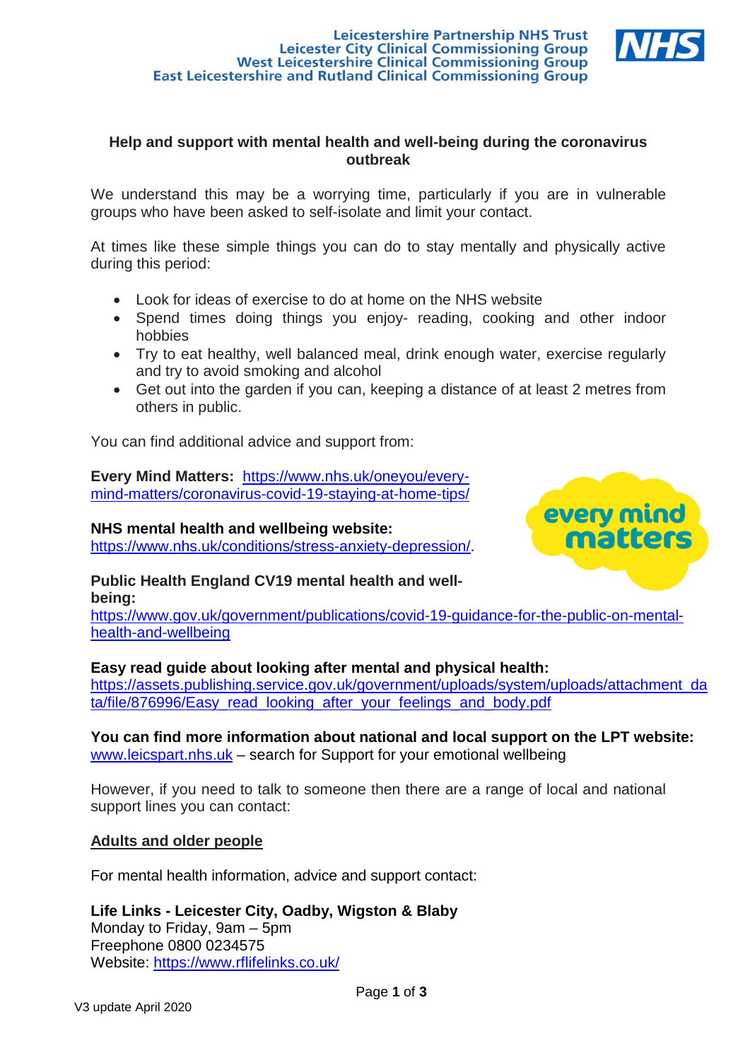Leicestershire Partnership NHS Trust
Leicester City Clinical Commissioning Group
West Leicestershire Clinical Commissioning Group
East Leicestershire and Rutland Clinical Commissioning Group

**Help and support with mental health and well-being during the coronavirus outbreak**

We understand this may be a worrying time, particularly if you are in vulnerable groups who have been asked to self-isolate and limit your contact.

At times like these simple things you can do to stay mentally and physically active during this period:

- Look for ideas of exercise to do at home on the NHS website
- Spend times doing things you enjoy- reading, cooking and other indoor hobbies
- Try to eat healthy, well balanced meal, drink enough water, exercise regularly and try to avoid smoking and alcohol
- Get out into the garden if you can, keeping a distance of at least 2 metres from others in public.

You can find additional advice and support from:

**Every Mind Matters:** https://www.nhs.uk/oneyou/every-mind-matters/coronavirus-covid-19-staying-at-home-tips/

**NHS mental health and wellbeing website:**
https://www.nhs.uk/conditions/stress-anxiety-depression/.

**Public Health England CV19 mental health and well-being:**
https://www.gov.uk/government/publications/covid-19-guidance-for-the-public-on-mental-health-and-wellbeing

**Easy read guide about looking after mental and physical health:**
https://assets.publishing.service.gov.uk/government/uploads/system/uploads/attachment_data/file/876996/Easy_read_looking_after_your_feelings_and_body.pdf

**You can find more information about national and local support on the LPT website:** www.leicspart.nhs.uk – search for Support for your emotional wellbeing

However, if you need to talk to someone then there are a range of local and national support lines you can contact:

## Adults and older people

For mental health information, advice and support contact:

**Life Links - Leicester City, Oadby, Wigston & Blaby**
Monday to Friday, 9am – 5pm
Freephone 0800 0234575
Website: https://www.rflifelinks.co.uk/

V3 update April 2020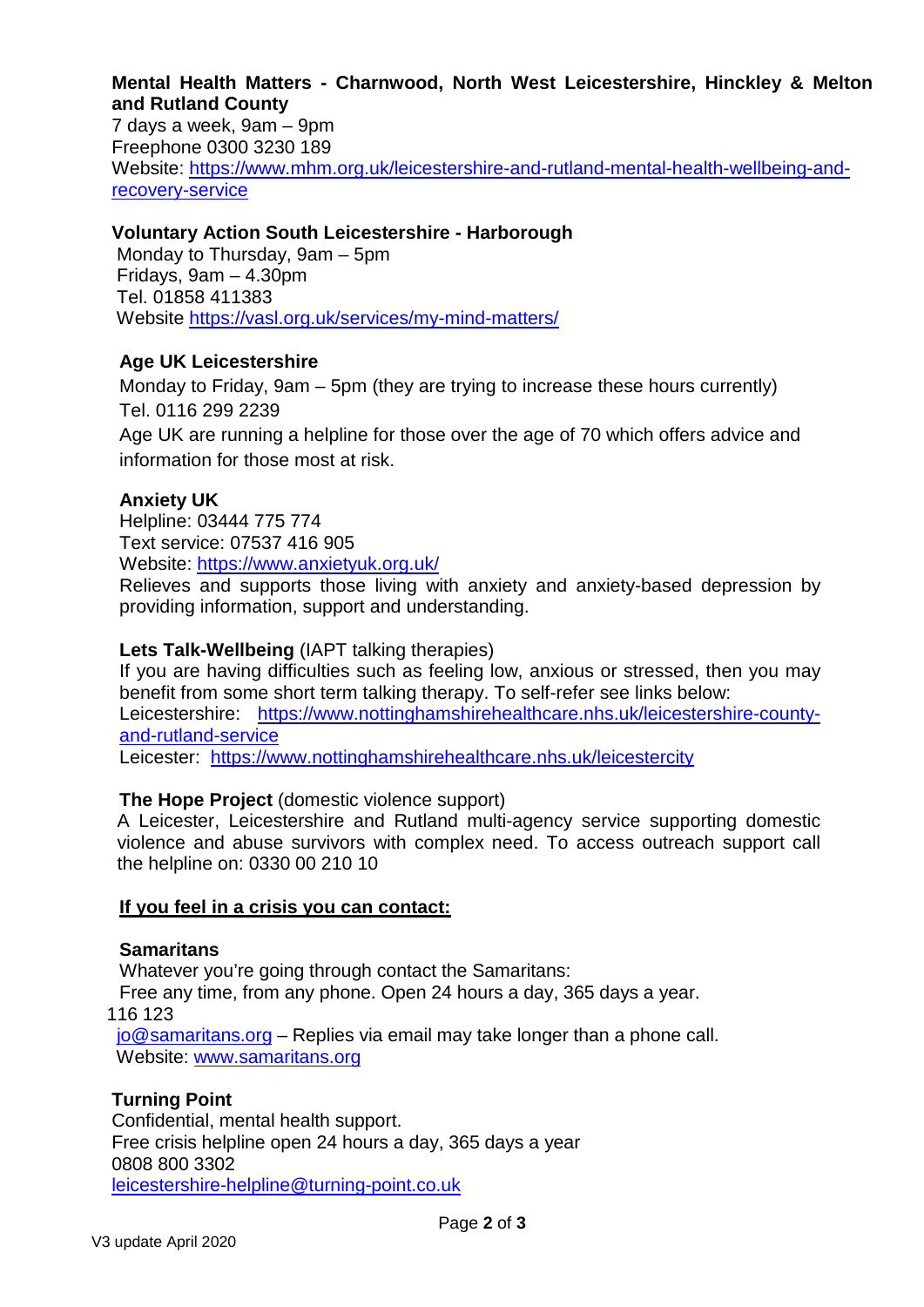**Mental Health Matters - Charnwood, North West Leicestershire, Hinckley & Melton and Rutland County**

7 days a week, 9am – 9pm
Freephone 0300 3230 189
Website: https://www.mhm.org.uk/leicestershire-and-rutland-mental-health-wellbeing-and-recovery-service

**Voluntary Action South Leicestershire - Harborough**

Monday to Thursday, 9am – 5pm
Fridays, 9am – 4.30pm
Tel. 01858 411383
Website https://vasl.org.uk/services/my-mind-matters/

**Age UK Leicestershire**

Monday to Friday, 9am – 5pm (they are trying to increase these hours currently)
Tel. 0116 299 2239

Age UK are running a helpline for those over the age of 70 which offers advice and information for those most at risk.

**Anxiety UK**

Helpline: 03444 775 774
Text service: 07537 416 905
Website: https://www.anxietyuk.org.uk/
Relieves and supports those living with anxiety and anxiety-based depression by providing information, support and understanding.

**Lets Talk-Wellbeing** (IAPT talking therapies)

If you are having difficulties such as feeling low, anxious or stressed, then you may benefit from some short term talking therapy. To self-refer see links below:
Leicestershire: https://www.nottinghamshirehealthcare.nhs.uk/leicestershire-county-and-rutland-service
Leicester: https://www.nottinghamshirehealthcare.nhs.uk/leicestercity

**The Hope Project** (domestic violence support)

A Leicester, Leicestershire and Rutland multi-agency service supporting domestic violence and abuse survivors with complex need. To access outreach support call the helpline on: 0330 00 210 10

**<u>If you feel in a crisis you can contact:</u>**

**Samaritans**

Whatever you're going through contact the Samaritans:
Free any time, from any phone. Open 24 hours a day, 365 days a year.
116 123
jo@samaritans.org – Replies via email may take longer than a phone call.
Website: www.samaritans.org

**Turning Point**

Confidential, mental health support.
Free crisis helpline open 24 hours a day, 365 days a year
0808 800 3302
leicestershire-helpline@turning-point.co.uk

V3 update April 2020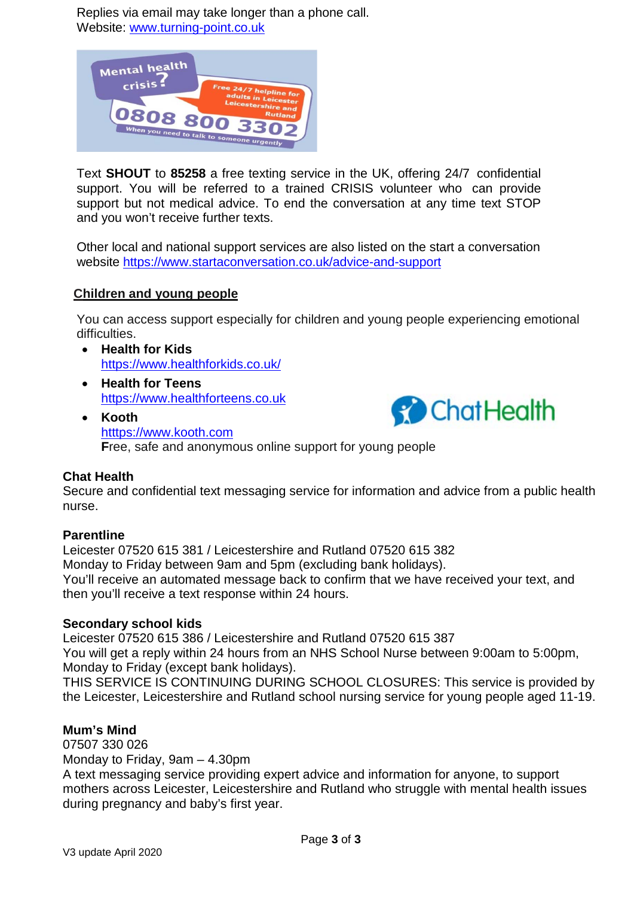Replies via email may take longer than a phone call.
Website: www.turning-point.co.uk

Mental health crisis? Free 24/7 helpline for adults in Leicester Leicestershire and Rutland 0808 800 3302 When you need to talk to someone urgently

Text **SHOUT** to **85258** a free texting service in the UK, offering 24/7 confidential support. You will be referred to a trained CRISIS volunteer who can provide support but not medical advice. To end the conversation at any time text STOP and you won't receive further texts.

Other local and national support services are also listed on the start a conversation website https://www.startaconversation.co.uk/advice-and-support

## Children and young people

You can access support especially for children and young people experiencing emotional difficulties.

- **Health for Kids**
  https://www.healthforkids.co.uk/
- **Health for Teens**
  https://www.healthforteens.co.uk
- **Kooth**
  htttps://www.kooth.com
  **F**ree, safe and anonymous online support for young people

ChatHealth

**Chat Health**
Secure and confidential text messaging service for information and advice from a public health nurse.

**Parentline**
Leicester 07520 615 381 / Leicestershire and Rutland 07520 615 382
Monday to Friday between 9am and 5pm (excluding bank holidays).
You'll receive an automated message back to confirm that we have received your text, and then you'll receive a text response within 24 hours.

**Secondary school kids**
Leicester 07520 615 386 / Leicestershire and Rutland 07520 615 387
You will get a reply within 24 hours from an NHS School Nurse between 9:00am to 5:00pm, Monday to Friday (except bank holidays).
THIS SERVICE IS CONTINUING DURING SCHOOL CLOSURES: This service is provided by the Leicester, Leicestershire and Rutland school nursing service for young people aged 11-19.

**Mum's Mind**
07507 330 026
Monday to Friday, 9am – 4.30pm
A text messaging service providing expert advice and information for anyone, to support mothers across Leicester, Leicestershire and Rutland who struggle with mental health issues during pregnancy and baby's first year.

V3 update April 2020